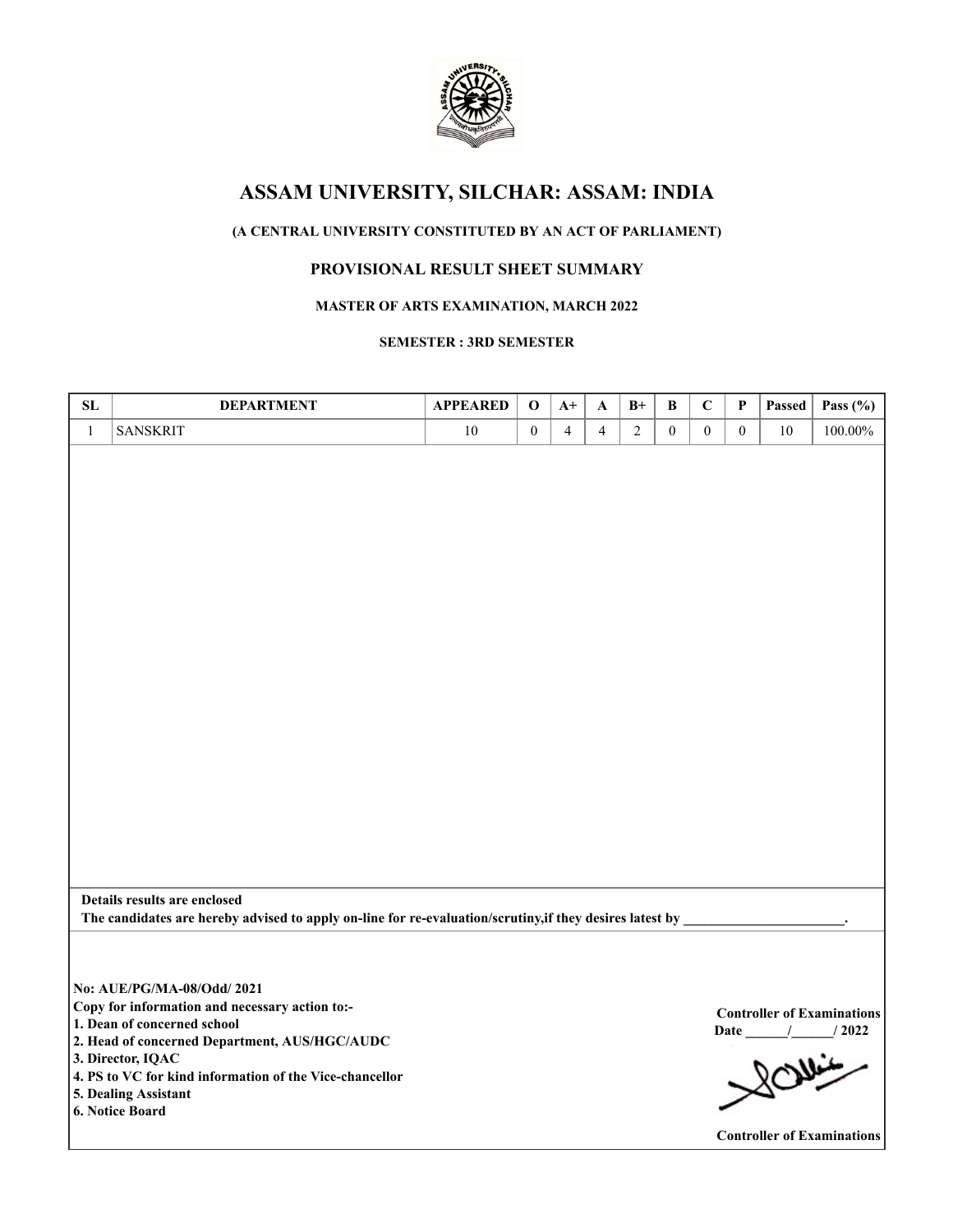# ASSAM UNIVERSITY, SILCHAR: ASSAM: INDIA

**(A CENTRAL UNIVERSITY CONSTITUTED BY AN ACT OF PARLIAMENT)**

## PROVISIONAL RESULT SHEET SUMMARY

**MASTER OF ARTS EXAMINATION, MARCH 2022**

**SEMESTER : 3RD SEMESTER**

| SL | DEPARTMENT | APPEARED | O | A+ | A | B+ | B | C | P | Passed | Pass (%) |
|---|---|---|---|---|---|---|---|---|---|---|---|
| 1 | SANSKRIT | 10 | 0 | 4 | 4 | 2 | 0 | 0 | 0 | 10 | 100.00% |

**Details results are enclosed**

**The candidates are hereby advised to apply on-line for re-evaluation/scrutiny,if they desires latest by _______________________.**

**No: AUE/PG/MA-08/Odd/ 2021**

**Copy for information and necessary action to:-**

**1. Dean of concerned school**

**2. Head of concerned Department, AUS/HGC/AUDC**

**3. Director, IQAC**

**4. PS to VC for kind information of the Vice-chancellor**

**5. Dealing Assistant**

**6. Notice Board**

**Controller of Examinations**

**Date ______/______/ 2022**

**Controller of Examinations**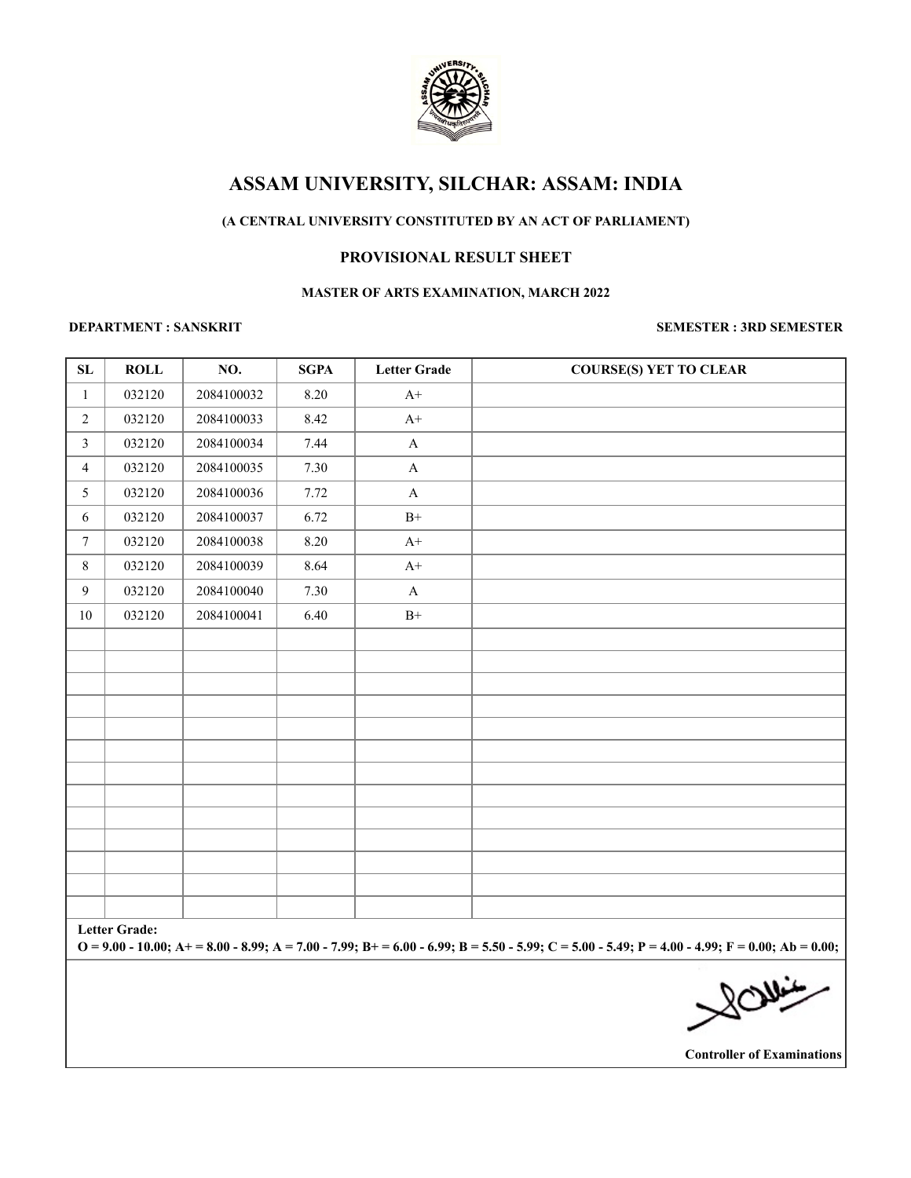# ASSAM UNIVERSITY, SILCHAR: ASSAM: INDIA

**(A CENTRAL UNIVERSITY CONSTITUTED BY AN ACT OF PARLIAMENT)**

**PROVISIONAL RESULT SHEET**

**MASTER OF ARTS EXAMINATION, MARCH 2022**

**DEPARTMENT : SANSKRIT** **SEMESTER : 3RD SEMESTER**

| SL | ROLL | NO. | SGPA | Letter Grade | COURSE(S) YET TO CLEAR |
|---|---|---|---|---|---|
| 1 | 032120 | 2084100032 | 8.20 | A+ | |
| 2 | 032120 | 2084100033 | 8.42 | A+ | |
| 3 | 032120 | 2084100034 | 7.44 | A | |
| 4 | 032120 | 2084100035 | 7.30 | A | |
| 5 | 032120 | 2084100036 | 7.72 | A | |
| 6 | 032120 | 2084100037 | 6.72 | B+ | |
| 7 | 032120 | 2084100038 | 8.20 | A+ | |
| 8 | 032120 | 2084100039 | 8.64 | A+ | |
| 9 | 032120 | 2084100040 | 7.30 | A | |
| 10 | 032120 | 2084100041 | 6.40 | B+ | |

**Letter Grade:**
**O = 9.00 - 10.00; A+ = 8.00 - 8.99; A = 7.00 - 7.99; B+ = 6.00 - 6.99; B = 5.50 - 5.99; C = 5.00 - 5.49; P = 4.00 - 4.99; F = 0.00; Ab = 0.00;**

**Controller of Examinations**